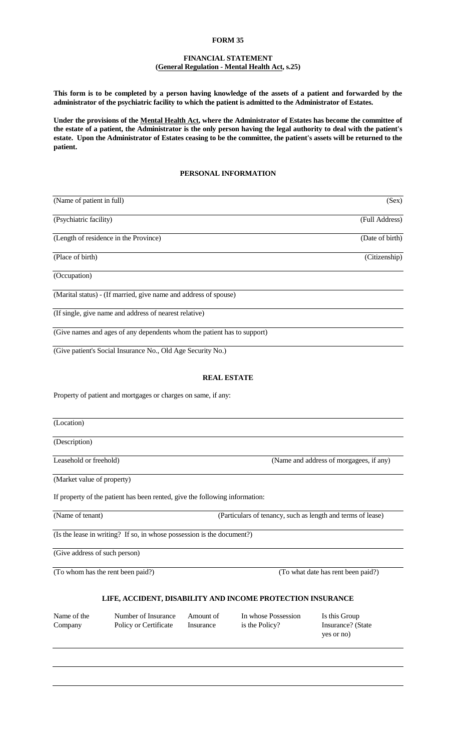# FORM 35

## FINANCIAL STATEMENT
**(General Regulation - Mental Health Act, s.25)**

**This form is to be completed by a person having knowledge of the assets of a patient and forwarded by the administrator of the psychiatric facility to which the patient is admitted to the Administrator of Estates.**

**Under the provisions of the Mental Health Act, where the Administrator of Estates has become the committee of the estate of a patient, the Administrator is the only person having the legal authority to deal with the patient's estate. Upon the Administrator of Estates ceasing to be the committee, the patient's assets will be returned to the patient.**

### PERSONAL INFORMATION

(Name of patient in full) (Sex)

(Psychiatric facility) (Full Address)

(Length of residence in the Province) (Date of birth)

(Place of birth) (Citizenship)

(Occupation)

(Marital status) - (If married, give name and address of spouse)

(If single, give name and address of nearest relative)

(Give names and ages of any dependents whom the patient has to support)

(Give patient's Social Insurance No., Old Age Security No.)

### REAL ESTATE

Property of patient and mortgages or charges on same, if any:

(Location)

(Description)

Leasehold or freehold) (Name and address of morgagees, if any)

(Market value of property)

If property of the patient has been rented, give the following information:

(Name of tenant) (Particulars of tenancy, such as length and terms of lease)

(Is the lease in writing? If so, in whose possession is the document?)

(Give address of such person)

(To whom has the rent been paid?) (To what date has rent been paid?)

### LIFE, ACCIDENT, DISABILITY AND INCOME PROTECTION INSURANCE

| Name of the Company | Number of Insurance Policy or Certificate | Amount of Insurance | In whose Possession is the Policy? | Is this Group Insurance? (State yes or no) |
|---|---|---|---|---|
| | | | | |
| | | | | |
| | | | | |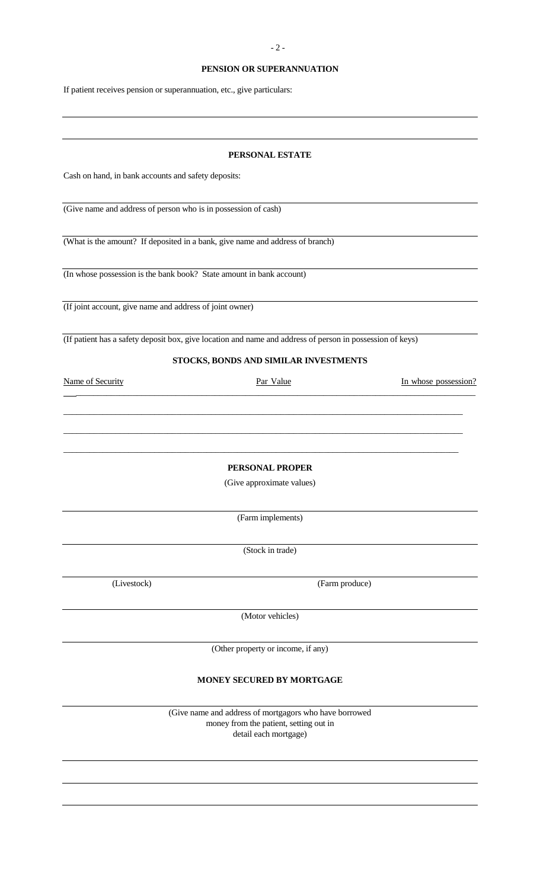## PENSION OR SUPERANNUATION

If patient receives pension or superannuation, etc., give particulars:

______________________________________________________________________

______________________________________________________________________

## PERSONAL ESTATE

Cash on hand, in bank accounts and safety deposits:

______________________________________________________________________
(Give name and address of person who is in possession of cash)

______________________________________________________________________
(What is the amount? If deposited in a bank, give name and address of branch)

______________________________________________________________________
(In whose possession is the bank book? State amount in bank account)

______________________________________________________________________
(If joint account, give name and address of joint owner)

______________________________________________________________________
(If patient has a safety deposit box, give location and name and address of person in possession of keys)

## STOCKS, BONDS AND SIMILAR INVESTMENTS

| Name of Security | Par Value | In whose possession? |
|---|---|---|
| | | |
| | | |
| | | |
| | | |

## PERSONAL PROPER

(Give approximate values)

______________________________________________________________________
(Farm implements)

______________________________________________________________________
(Stock in trade)

______________________________________________________________________
(Livestock) (Farm produce)

______________________________________________________________________
(Motor vehicles)

______________________________________________________________________
(Other property or income, if any)

## MONEY SECURED BY MORTGAGE

______________________________________________________________________
(Give name and address of mortgagors who have borrowed money from the patient, setting out in detail each mortgage)

______________________________________________________________________

______________________________________________________________________

______________________________________________________________________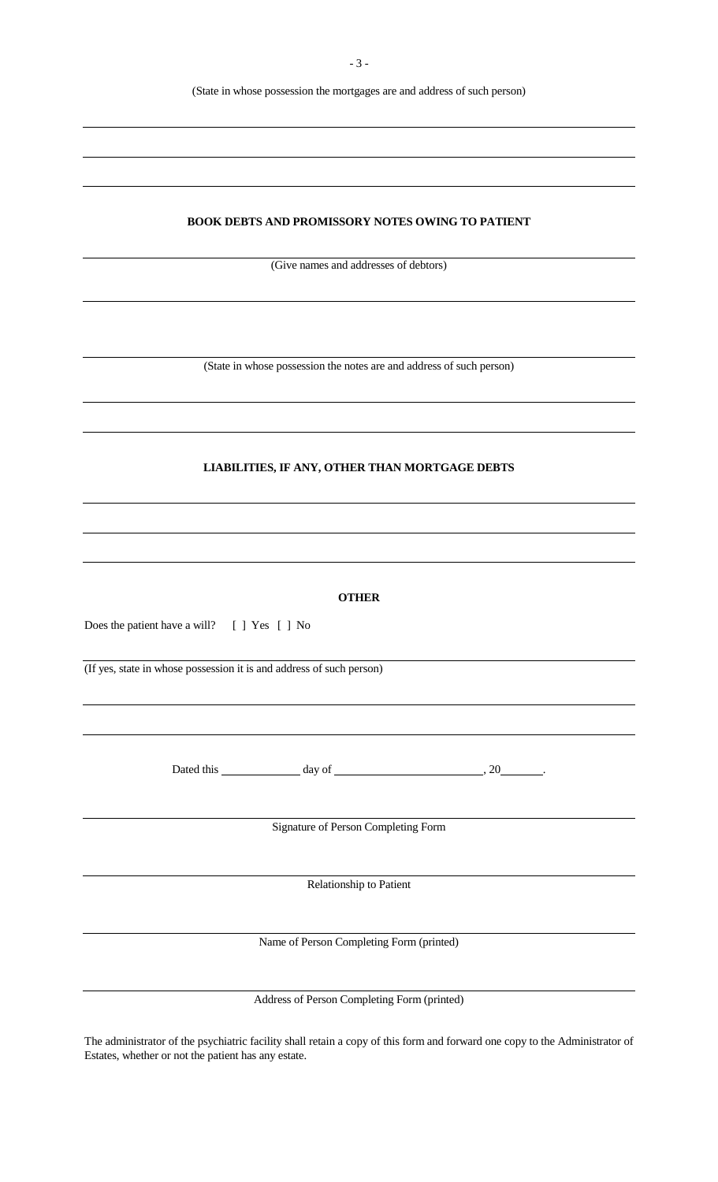(State in whose possession the mortgages are and address of such person)

______________________________________________________________________

______________________________________________________________________

______________________________________________________________________

**BOOK DEBTS AND PROMISSORY NOTES OWING TO PATIENT**

______________________________________________________________________
(Give names and addresses of debtors)

______________________________________________________________________

______________________________________________________________________
(State in whose possession the notes are and address of such person)

______________________________________________________________________

______________________________________________________________________

**LIABILITIES, IF ANY, OTHER THAN MORTGAGE DEBTS**

______________________________________________________________________

______________________________________________________________________

______________________________________________________________________

**OTHER**

Does the patient have a will? [ ] Yes [ ] No

______________________________________________________________________
(If yes, state in whose possession it is and address of such person)

______________________________________________________________________

______________________________________________________________________

Dated this ____________ day of ______________________, 20______.

______________________________________________________________________
Signature of Person Completing Form

______________________________________________________________________
Relationship to Patient

______________________________________________________________________
Name of Person Completing Form (printed)

______________________________________________________________________
Address of Person Completing Form (printed)

The administrator of the psychiatric facility shall retain a copy of this form and forward one copy to the Administrator of Estates, whether or not the patient has any estate.